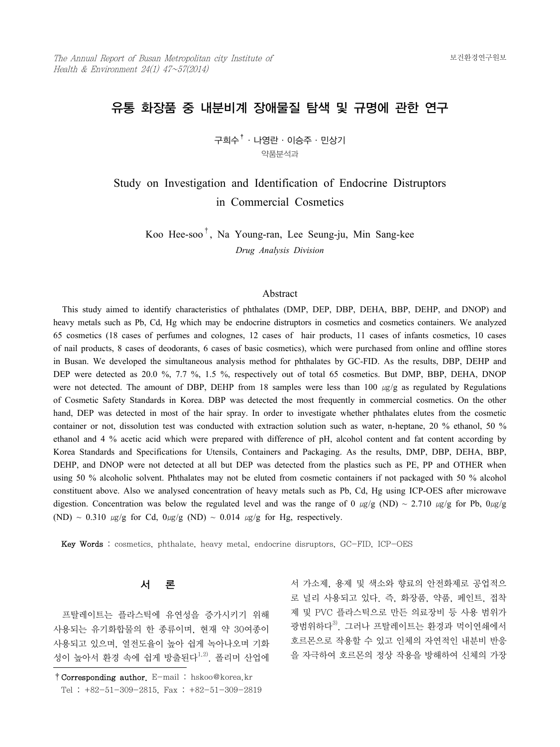# 유통 화장품 중 내분비계 장애물질 탐색 및 규명에 관한 연구

구희수† · 나영란 · 이승주 · 민상기

약품분석과

## Study on Investigation and Identification of Endocrine Distruptors in Commercial Cosmetics

Koo Hee-soo†, Na Young-ran, Lee Seung-ju, Min Sang-kee

*Drug Analysis Division*

### Abstract

This study aimed to identify characteristics of phthalates (DMP, DEP, DBP, DEHA, BBP, DEHP, and DNOP) and heavy metals such as Pb, Cd, Hg which may be endocrine distruptors in cosmetics and cosmetics containers. We analyzed 65 cosmetics (18 cases of perfumes and colognes, 12 cases of hair products, 11 cases of infants cosmetics, 10 cases of nail products, 8 cases of deodorants, 6 cases of basic cosmetics), which were purchased from online and offline stores in Busan. We developed the simultaneous analysis method for phthalates by GC-FID. As the results, DBP, DEHP and DEP were detected as 20.0 %, 7.7 %, 1.5 %, respectively out of total 65 cosmetics. But DMP, BBP, DEHA, DNOP were not detected. The amount of DBP, DEHP from 18 samples were less than 100 ㎍/g as regulated by Regulations of Cosmetic Safety Standards in Korea. DBP was detected the most frequently in commercial cosmetics. On the other hand, DEP was detected in most of the hair spray. In order to investigate whether phthalates elutes from the cosmetic container or not, dissolution test was conducted with extraction solution such as water, n-heptane, 20 % ethanol, 50 % ethanol and 4 % acetic acid which were prepared with difference of pH, alcohol content and fat content according by Korea Standards and Specifications for Utensils, Containers and Packaging. As the results, DMP, DBP, DEHA, BBP, DEHP, and DNOP were not detected at all but DEP was detected from the plastics such as PE, PP and OTHER when using 50 % alcoholic solvent. Phthalates may not be eluted from cosmetic containers if not packaged with 50 % alcohol constituent above. Also we analysed concentration of heavy metals such as Pb, Cd, Hg using ICP-OES after microwave digestion. Concentration was below the regulated level and was the range of 0 ㎍/g (ND) ~ 2.710 ㎍/g for Pb, 0㎍/g (ND) ~ 0.310 ㎍/g for Cd, 0㎍/g (ND) ~ 0.014 ㎍/g for Hg, respectively.

**Key Words** : cosmetics, phthalate, heavy metal, endocrine disruptors, GC-FID, ICP-OES

## 서 론

프탈레이트는 플라스틱에 유연성을 증가시키기 위해 사용되는 유기화합물의 한 종류이며, 현재 약 30여종이 사용되고 있으며, 열전도율이 높아 쉽게 녹아나오며 기화성이 높아서 환경 속에 쉽게 방출된다[1,2]. 폴리머 산업에서 가소제, 용제 및 색소와 향료의 안전화제로 공업적으로 널리 사용되고 있다. 즉, 화장품, 약품, 페인트, 접착제 및 PVC 플라스틱으로 만든 의료장비 등 사용 범위가 광범위하다[3]. 그러나 프탈레이트는 환경과 먹이연쇄에서 호르몬으로 작용할 수 있고 인체의 자연적인 내분비 반응을 자극하여 호르몬의 정상 작용을 방해하여 신체의 가장

† Corresponding author. E-mail : hskoo@korea.kr
Tel : +82-51-309-2815, Fax : +82-51-309-2819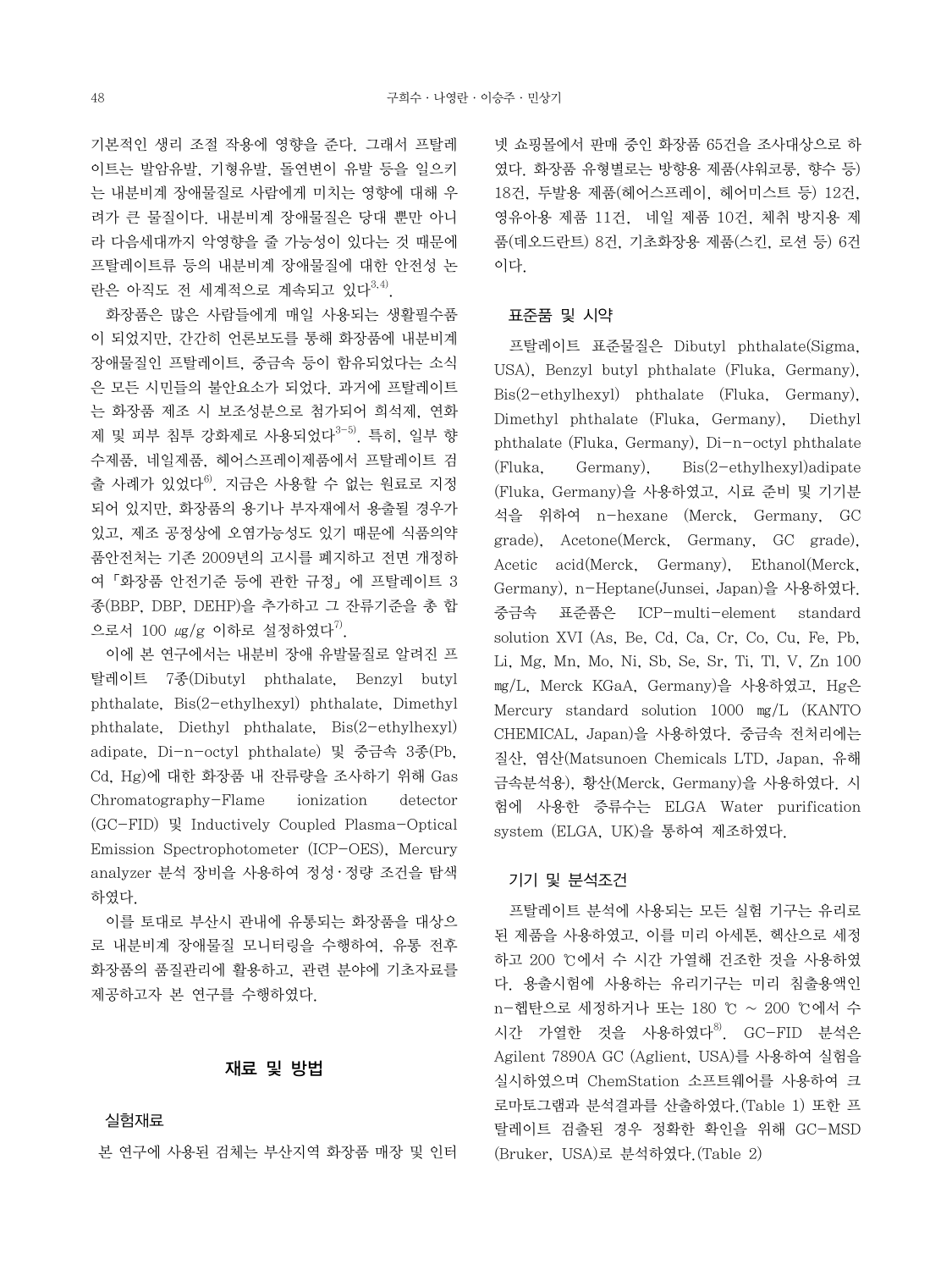기본적인 생리 조절 작용에 영향을 준다. 그래서 프탈레이트는 발암유발, 기형유발, 돌연변이 유발 등을 일으키는 내분비계 장애물질로 사람에게 미치는 영향에 대해 우려가 큰 물질이다. 내분비계 장애물질은 당대 뿐만 아니라 다음세대까지 악영향을 줄 가능성이 있다는 것 때문에 프탈레이트류 등의 내분비계 장애물질에 대한 안전성 논란은 아직도 전 세계적으로 계속되고 있다[3,4].

화장품은 많은 사람들에게 매일 사용되는 생활필수품이 되었지만, 간간히 언론보도를 통해 화장품에 내분비계 장애물질인 프탈레이트, 중금속 등이 함유되었다는 소식은 모든 시민들의 불안요소가 되었다. 과거에 프탈레이트는 화장품 제조 시 보조성분으로 첨가되어 희석제, 연화제 및 피부 침투 강화제로 사용되었다[3-5]. 특히, 일부 향수제품, 네일제품, 헤어스프레이제품에서 프탈레이트 검출 사례가 있었다[6]. 지금은 사용할 수 없는 원료로 지정되어 있지만, 화장품의 용기나 부자재에서 용출될 경우가 있고, 제조 공정상에 오염가능성도 있기 때문에 식품의약품안전처는 기존 2009년의 고시를 폐지하고 전면 개정하여 「화장품 안전기준 등에 관한 규정」에 프탈레이트 3종(BBP, DBP, DEHP)을 추가하고 그 잔류기준을 총 합으로서 100 ㎍/g 이하로 설정하였다[7].

이에 본 연구에서는 내분비 장애 유발물질로 알려진 프탈레이트 7종(Dibutyl phthalate, Benzyl butyl phthalate, Bis(2-ethylhexyl) phthalate, Dimethyl phthalate, Diethyl phthalate, Bis(2-ethylhexyl) adipate, Di-n-octyl phthalate) 및 중금속 3종(Pb, Cd, Hg)에 대한 화장품 내 잔류량을 조사하기 위해 Gas Chromatography-Flame ionization detector (GC-FID) 및 Inductively Coupled Plasma-Optical Emission Spectrophotometer (ICP-OES), Mercury analyzer 분석 장비을 사용하여 정성·정량 조건을 탐색하였다.

이를 토대로 부산시 관내에 유통되는 화장품을 대상으로 내분비계 장애물질 모니터링을 수행하여, 유통 전후 화장품의 품질관리에 활용하고, 관련 분야에 기초자료를 제공하고자 본 연구를 수행하였다.

## 재료 및 방법

### 실험재료

본 연구에 사용된 검체는 부산지역 화장품 매장 및 인터넷 쇼핑몰에서 판매 중인 화장품 65건을 조사대상으로 하였다. 화장품 유형별로는 방향용 제품(샤워코롱, 향수 등) 18건, 두발용 제품(헤어스프레이, 헤어미스트 등) 12건, 영유아용 제품 11건, 네일 제품 10건, 체취 방지용 제품(데오드란트) 8건, 기초화장용 제품(스킨, 로션 등) 6건이다.

### 표준품 및 시약

프탈레이트 표준물질은 Dibutyl phthalate(Sigma, USA), Benzyl butyl phthalate (Fluka, Germany), Bis(2-ethylhexyl) phthalate (Fluka, Germany), Dimethyl phthalate (Fluka, Germany), Diethyl phthalate (Fluka, Germany), Di-n-octyl phthalate (Fluka, Germany), Bis(2-ethylhexyl)adipate (Fluka, Germany)을 사용하였고, 시료 준비 및 기기분석을 위하여 n-hexane (Merck, Germany, GC grade), Acetone(Merck, Germany, GC grade), Acetic acid(Merck, Germany), Ethanol(Merck, Germany), n-Heptane(Junsei, Japan)을 사용하였다. 중금속 표준품은 ICP-multi-element standard solution XVI (As, Be, Cd, Ca, Cr, Co, Cu, Fe, Pb, Li, Mg, Mn, Mo, Ni, Sb, Se, Sr, Ti, Tl, V, Zn 100 mg/L, Merck KGaA, Germany)을 사용하였고, Hg은 Mercury standard solution 1000 mg/L (KANTO CHEMICAL, Japan)을 사용하였다. 중금속 전처리에는 질산, 염산(Matsunoen Chemicals LTD, Japan, 유해금속분석용), 황산(Merck, Germany)을 사용하였다. 시험에 사용한 증류수는 ELGA Water purification system (ELGA, UK)을 통하여 제조하였다.

### 기기 및 분석조건

프탈레이트 분석에 사용되는 모든 실험 기구는 유리로 된 제품을 사용하였고, 이를 미리 아세톤, 헥산으로 세정하고 200 ℃에서 수 시간 가열해 건조한 것을 사용하였다. 용출시험에 사용하는 유리기구는 미리 침출용액인 n-헵탄으로 세정하거나 또는 180 ℃ ~ 200 ℃에서 수 시간 가열한 것을 사용하였다[8]. GC-FID 분석은 Agilent 7890A GC (Aglient, USA)를 사용하여 실험을 실시하였으며 ChemStation 소프트웨어를 사용하여 크로마토그램과 분석결과를 산출하였다.(Table 1) 또한 프탈레이트 검출된 경우 정확한 확인을 위해 GC-MSD (Bruker, USA)로 분석하였다.(Table 2)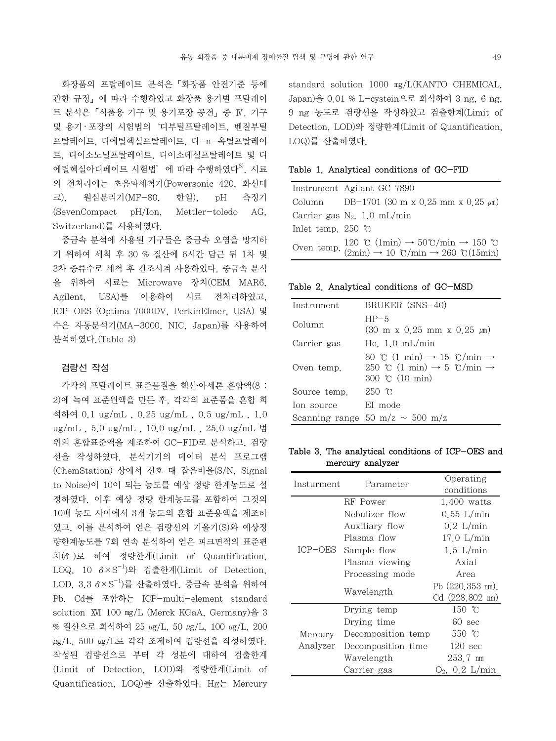화장품의 프탈레이트 분석은「화장품 안전기준 등에 관한 규정」에 따라 수행하였고 화장품 용기별 프탈레이트 분석은「식품용 기구 및 용기포장 공전」중 Ⅳ. 기구 및 용기·포장의 시험법의 '디부틸프탈레이트, 벤질부틸프탈레이트, 디에틸헥실프탈레이트, 디-n-옥틸프탈레이트, 디이소노닐프탈레이트, 디이소데실프탈레이트 및 디에틸헥실아디페이트 시험법' 에 따라 수행하였다[8]. 시료의 전처리에는 초음파세척기(Powersonic 420, 화신테크), 원심분리기(MF-80, 한일), pH 측정기(SevenCompact pH/Ion, Mettler-toledo AG, Switzerland)를 사용하였다.

중금속 분석에 사용된 기구들은 중금속 오염을 방지하기 위하여 세척 후 30 % 질산에 6시간 담근 뒤 1차 및 3차 증류수로 세척 후 건조시켜 사용하였다. 중금속 분석을 위하여 시료는 Microwave 장치(CEM MAR6, Agilent, USA)를 이용하여 시료 전처리하였고, ICP-OES (Optima 7000DV, PerkinElmer, USA) 및 수은 자동분석기(MA-3000, NIC, Japan)를 사용하여 분석하였다.(Table 3)

### 검량선 작성

각각의 프탈레이트 표준물질을 헥산·아세톤 혼합액(8 : 2)에 녹여 표준원액을 만든 후, 각각의 표준품을 혼합 희석하여 0.1 ug/mL , 0.25 ug/mL , 0.5 ug/mL , 1.0 ug/mL , 5.0 ug/mL , 10.0 ug/mL , 25.0 ug/mL 범위의 혼합표준액을 제조하여 GC-FID로 분석하고, 검량선을 작성하였다. 분석기기의 데이터 분석 프로그램(ChemStation) 상에서 신호 대 잡음비율(S/N, Signal to Noise)이 10이 되는 농도를 예상 정량 한계농도로 설정하였다. 이후 예상 정량 한계농도를 포함하여 그것의 10배 농도 사이에서 3개 농도의 혼합 표준용액을 제조하였고, 이를 분석하여 얻은 검량선의 기울기(S)와 예상정량한계농도를 7회 연속 분석하여 얻은 피크면적의 표준편차($\delta$)로 하여 정량한계(Limit of Quantification, LOQ, $10\ \delta \times S^{-1}$)와 검출한계(Limit of Detection, LOD, $3.3\ \delta \times S^{-1}$)를 산출하였다. 중금속 분석을 위하여 Pb, Cd를 포함하는 ICP-multi-element standard solution Ⅻ 100 ㎎/L (Merck KGaA, Germany)을 3 % 질산으로 희석하여 25 ㎍/L, 50 ㎍/L, 100 ㎍/L, 200 ㎍/L, 500 ㎍/L로 각각 조제하여 검량선을 작성하였다. 작성된 검량선으로 부터 각 성분에 대하여 검출한계(Limit of Detection, LOD)와 정량한계(Limit of Quantification, LOQ)를 산출하였다. Hg는 Mercury standard solution 1000 ㎎/L(KANTO CHEMICAL, Japan)을 0.01 % L-cystein으로 희석하여 3 ng, 6 ng, 9 ng 농도로 검량선을 작성하였고 검출한계(Limit of Detection, LOD)와 정량한계(Limit of Quantification, LOQ)를 산출하였다.

**Table 1. Analytical conditions of GC-FID**

| | |
|---|---|
| Instrument | Agilant GC 7890 |
| Column | DB-1701 (30 m x 0.25 mm x 0.25 ㎛) |
| Carrier gas | $N_2$, 1.0 mL/min |
| Inlet temp. | 250 ℃ |
| Oven temp. | 120 ℃ (1min) → 50℃/min → 150 ℃ (2min) → 10 ℃/min → 260 ℃(15min) |

**Table 2. Analytical conditions of GC-MSD**

| | |
|---|---|
| Instrument | BRUKER (SNS-40) |
| Column | HP-5 (30 m x 0.25 mm x 0.25 ㎛) |
| Carrier gas | He, 1.0 mL/min |
| Oven temp. | 80 ℃ (1 min) → 15 ℃/min → 250 ℃ (1 min) → 5 ℃/min → 300 ℃ (10 min) |
| Source temp. | 250 ℃ |
| Ion source | EI mode |
| Scanning range | 50 m/z ~ 500 m/z |

**Table 3. The analytical conditions of ICP-OES and mercury analyzer**

| Insturment | Parameter | Operating conditions |
|---|---|---|
| ICP-OES | RF Power | 1,400 watts |
| | Nebulizer flow | 0.55 L/min |
| | Auxiliary flow | 0.2 L/min |
| | Plasma flow | 17.0 L/min |
| | Sample flow | 1.5 L/min |
| | Plasma viewing | Axial |
| | Processing mode | Area |
| | Wavelength | Pb (220.353 ㎚), Cd (228.802 ㎚) |
| Mercury Analyzer | Drying temp | 150 ℃ |
| | Drying time | 60 sec |
| | Decomposition temp | 550 ℃ |
| | Decomposition time | 120 sec |
| | Wavelength | 253.7 ㎚ |
| | Carrier gas | $O_2$, 0.2 L/min |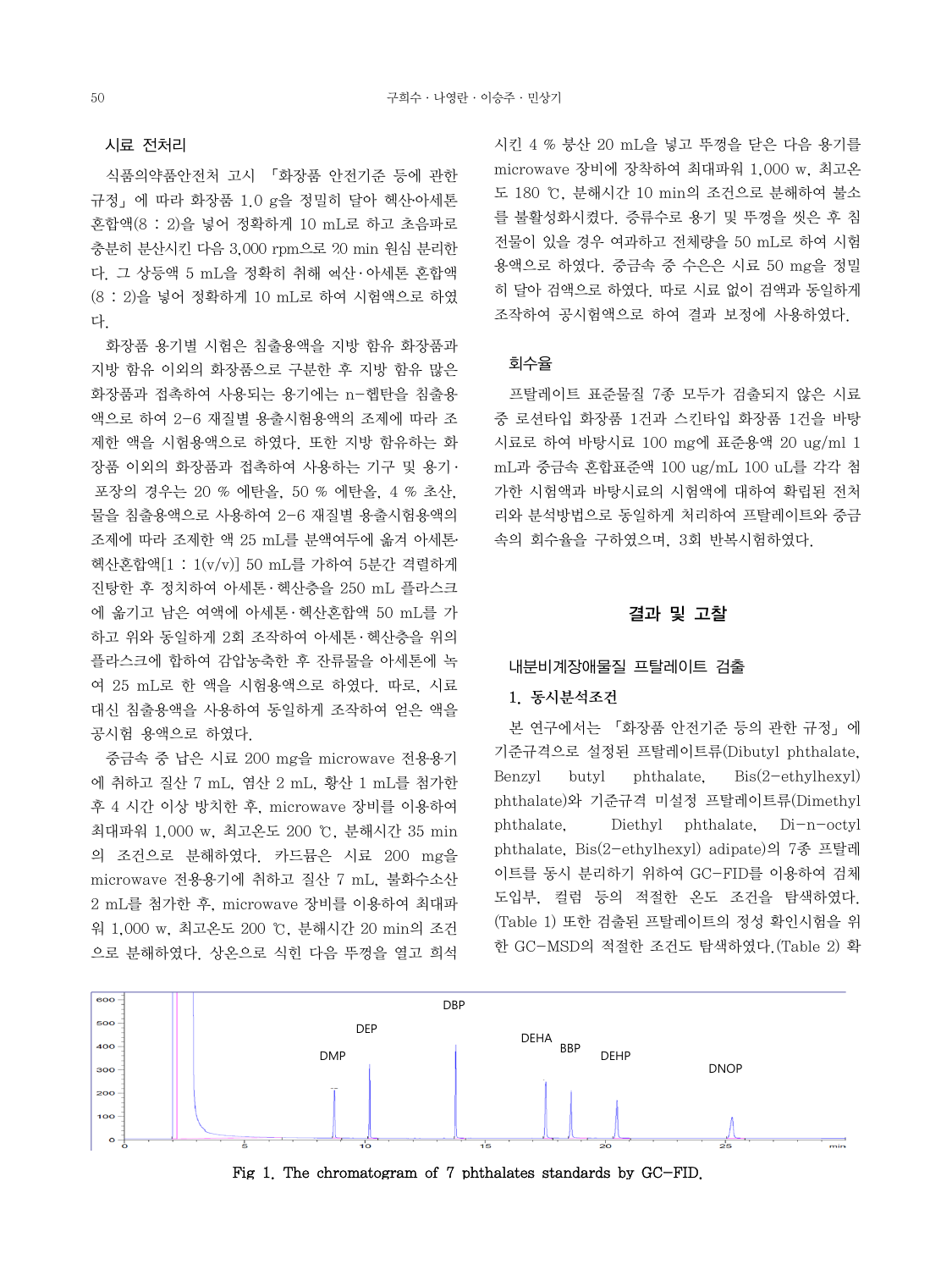### 시료 전처리

식품의약품안전처 고시 「화장품 안전기준 등에 관한 규정」에 따라 화장품 1.0 g을 정밀히 달아 헥산·아세톤 혼합액(8 : 2)을 넣어 정확하게 10 mL로 하고 초음파로 충분히 분산시킨 다음 3,000 rpm으로 20 min 원심 분리한다. 그 상등액 5 mL을 정확히 취해 헥산·아세톤 혼합액(8 : 2)을 넣어 정확하게 10 mL로 하여 시험액으로 하였다.

화장품 용기별 시험은 침출용액을 지방 함유 화장품과 지방 함유 이외의 화장품으로 구분한 후 지방 함유 많은 화장품과 접촉하여 사용되는 용기에는 n-헵탄을 침출용액으로 하여 2-6 재질별 용출시험용액의 조제에 따라 조제한 액을 시험용액으로 하였다. 또한 지방 함유하는 화장품 이외의 화장품과 접촉하여 사용하는 기구 및 용기·포장의 경우는 20 % 에탄올, 50 % 에탄올, 4 % 초산, 물을 침출용액으로 사용하여 2-6 재질별 용출시험용액의 조제에 따라 조제한 액 25 mL를 분액여두에 옮겨 아세톤·헥산혼합액[1 : 1(v/v)] 50 mL를 가하여 5분간 격렬하게 진탕한 후 정치하여 아세톤·헥산층을 250 mL 플라스크에 옮기고 남은 여액에 아세톤·헥산혼합액 50 mL를 가하고 위와 동일하게 2회 조작하여 아세톤·헥산층을 위의 플라스크에 합하여 감압농축한 후 잔류물을 아세톤에 녹여 25 mL로 한 액을 시험용액으로 하였다. 따로, 시료 대신 침출용액을 사용하여 동일하게 조작하여 얻은 액을 공시험 용액으로 하였다.

중금속 중 납은 시료 200 mg을 microwave 전용용기에 취하고 질산 7 mL, 염산 2 mL, 황산 1 mL를 첨가한 후 4 시간 이상 방치한 후, microwave 장비를 이용하여 최대파워 1,000 w, 최고온도 200 ℃, 분해시간 35 min의 조건으로 분해하였다. 카드뮴은 시료 200 mg을 microwave 전용용기에 취하고 질산 7 mL, 불화수소산 2 mL를 첨가한 후, microwave 장비를 이용하여 최대파워 1,000 w, 최고온도 200 ℃, 분해시간 20 min의 조건으로 분해하였다. 상온으로 식힌 다음 뚜껑을 열고 희석시킨 4 % 붕산 20 mL을 넣고 뚜껑을 닫은 다음 용기를 microwave 장비에 장착하여 최대파워 1,000 w, 최고온도 180 ℃, 분해시간 10 min의 조건으로 분해하여 불소를 불활성화시켰다. 증류수로 용기 및 뚜껑을 씻은 후 침전물이 있을 경우 여과하고 전체량을 50 mL로 하여 시험용액으로 하였다. 중금속 중 수은은 시료 50 mg을 정밀히 달아 검액으로 하였다. 따로 시료 없이 검액과 동일하게 조작하여 공시험액으로 하여 결과 보정에 사용하였다.

### 회수율

프탈레이트 표준물질 7종 모두가 검출되지 않은 시료 중 로션타입 화장품 1건과 스킨타입 화장품 1건을 바탕시료로 하여 바탕시료 100 mg에 표준용액 20 ug/ml 1 mL과 중금속 혼합표준액 100 ug/mL 100 uL를 각각 첨가한 시험액과 바탕시료의 시험액에 대하여 확립된 전처리와 분석방법으로 동일하게 처리하여 프탈레이트와 중금속의 회수율을 구하였으며, 3회 반복시험하였다.

## 결과 및 고찰

### 내분비계장애물질 프탈레이트 검출

#### 1. 동시분석조건

본 연구에서는 「화장품 안전기준 등의 관한 규정」에 기준규격으로 설정된 프탈레이트류(Dibutyl phthalate, Benzyl butyl phthalate, Bis(2-ethylhexyl) phthalate)와 기준규격 미설정 프탈레이트류(Dimethyl phthalate, Diethyl phthalate, Di-n-octyl phthalate, Bis(2-ethylhexyl) adipate)의 7종 프탈레이트를 동시 분리하기 위하여 GC-FID를 이용하여 검체 도입부, 컬럼 등의 적절한 온도 조건을 탐색하였다. (Table 1) 또한 검출된 프탈레이트의 정성 확인시험을 위한 GC-MSD의 적절한 조건도 탐색하였다.(Table 2) 확

Fig 1. The chromatogram of 7 phthalates standards by GC-FID.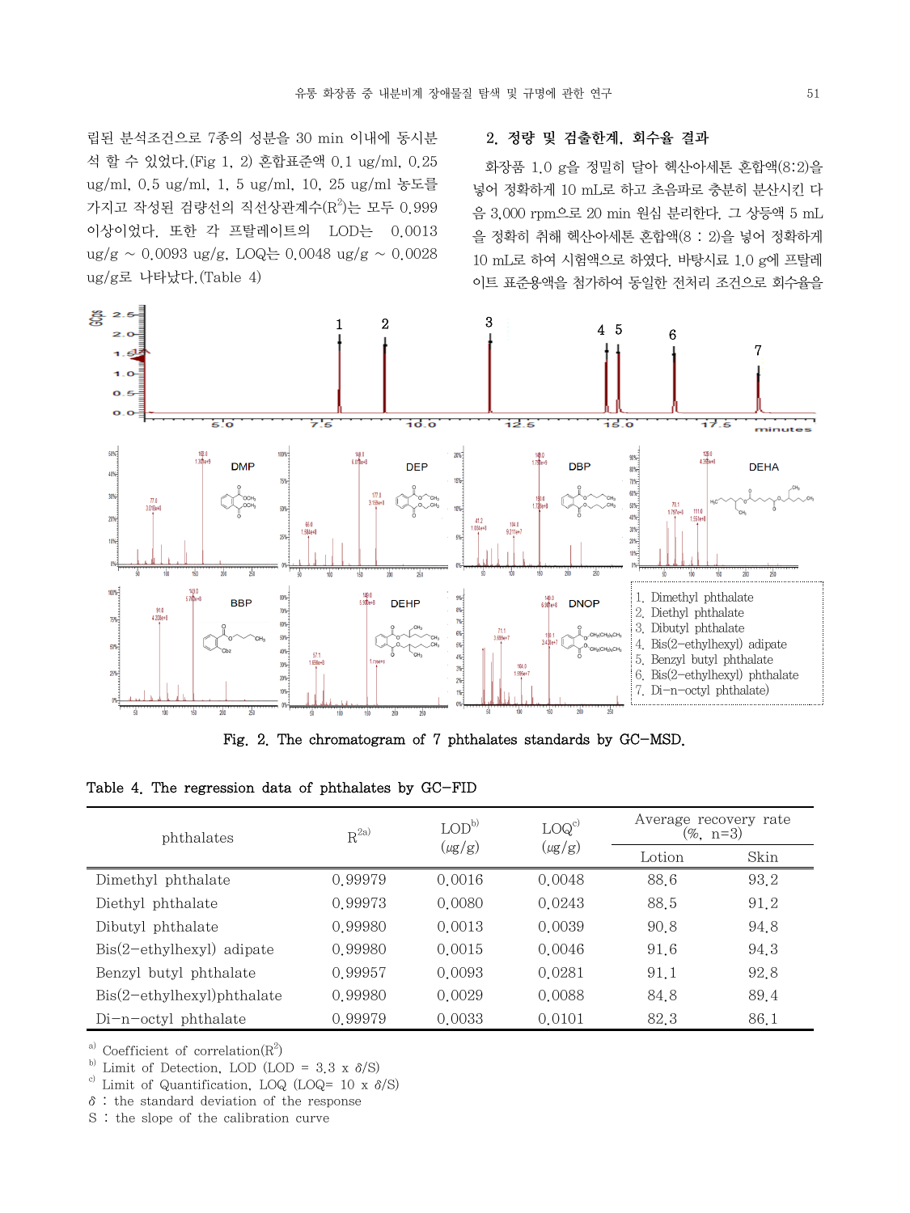립된 분석조건으로 7종의 성분을 30 min 이내에 동시분석 할 수 있었다.(Fig 1, 2) 혼합표준액 0.1 ug/ml, 0.25 ug/ml, 0.5 ug/ml, 1, 5 ug/ml, 10, 25 ug/ml 농도를 가지고 작성된 검량선의 직선상관계수($R^2$)는 모두 0.999 이상이었다. 또한 각 프탈레이트의 LOD는 0.0013 ug/g ~ 0.0093 ug/g, LOQ는 0.0048 ug/g ~ 0.0028 ug/g로 나타났다.(Table 4)

## 2. 정량 및 검출한계, 회수율 결과

화장품 1.0 g을 정밀히 달아 헥산아세톤 혼합액(8:2)을 넣어 정확하게 10 mL로 하고 초음파로 충분히 분산시킨 다음 3,000 rpm으로 20 min 원심 분리한다. 그 상등액 5 mL을 정확히 취해 헥산아세톤 혼합액(8 : 2)을 넣어 정확하게 10 mL로 하여 시험액으로 하였다. 바탕시료 1.0 g에 프탈레이트 표준용액을 첨가하여 동일한 전처리 조건으로 회수율을

1. Dimethyl phthalate
2. Diethyl phthalate
3. Dibutyl phthalate
4. Bis(2-ethylhexyl) adipate
5. Benzyl butyl phthalate
6. Bis(2-ethylhexyl) phthalate
7. Di-n-octyl phthalate)

Fig. 2. The chromatogram of 7 phthalates standards by GC-MSD.

Table 4. The regression data of phthalates by GC-FID

| phthalates | $R^{2a)}$ | LOD[b] (μg/g) | LOQ[c] (μg/g) | Average recovery rate (%, n=3) | |
|---|---|---|---|---|---|
| | | | | Lotion | Skin |
| Dimethyl phthalate | 0.99979 | 0.0016 | 0.0048 | 88.6 | 93.2 |
| Diethyl phthalate | 0.99973 | 0.0080 | 0.0243 | 88.5 | 91.2 |
| Dibutyl phthalate | 0.99980 | 0.0013 | 0.0039 | 90.8 | 94.8 |
| Bis(2-ethylhexyl) adipate | 0.99980 | 0.0015 | 0.0046 | 91.6 | 94.3 |
| Benzyl butyl phthalate | 0.99957 | 0.0093 | 0.0281 | 91.1 | 92.8 |
| Bis(2-ethylhexyl)phthalate | 0.99980 | 0.0029 | 0.0088 | 84.8 | 89.4 |
| Di-n-octyl phthalate | 0.99979 | 0.0033 | 0.0101 | 82.3 | 86.1 |

[a] Coefficient of correlation($R^2$)
[b] Limit of Detection, LOD (LOD = 3.3 x δ/S)
[c] Limit of Quantification, LOQ (LOQ= 10 x δ/S)
δ : the standard deviation of the response
S : the slope of the calibration curve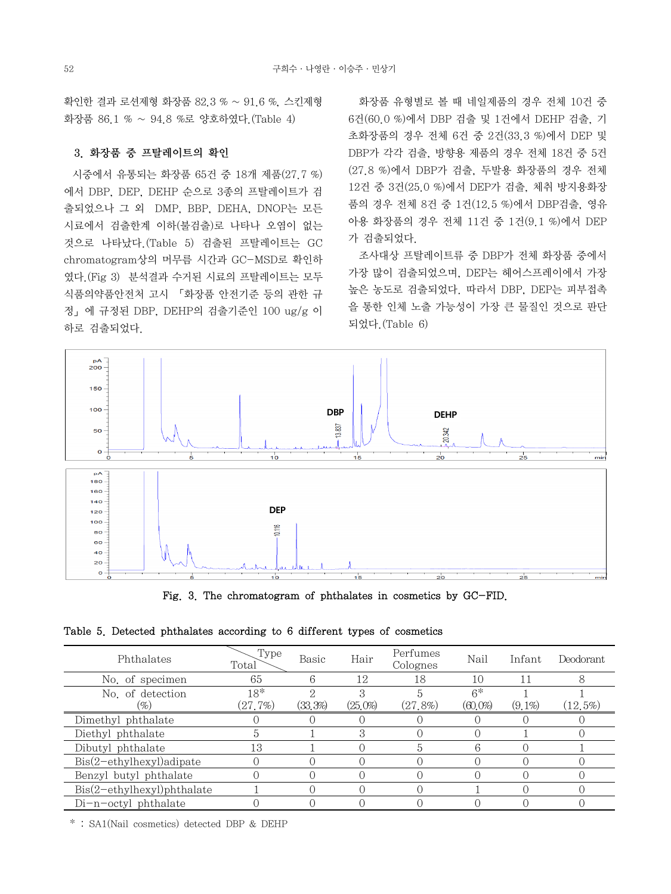확인한 결과 로션제형 화장품 82.3 % ~ 91.6 %, 스킨제형 화장품 86.1 % ~ 94.8 %로 양호하였다.(Table 4)

### 3. 화장품 중 프탈레이트의 확인

시중에서 유통되는 화장품 65건 중 18개 제품(27.7 %)에서 DBP, DEP, DEHP 순으로 3종의 프탈레이트가 검출되었으나 그 외 DMP, BBP, DEHA, DNOP는 모든 시료에서 검출한계 이하(불검출)로 나타나 오염이 없는 것으로 나타났다.(Table 5) 검출된 프탈레이트는 GC chromatogram상의 머무름 시간과 GC-MSD로 확인하였다.(Fig 3) 분석결과 수거된 시료의 프탈레이트는 모두 식품의약품안전처 고시 「화장품 안전기준 등의 관한 규정」에 규정된 DBP, DEHP의 검출기준인 100 ug/g 이하로 검출되었다.

화장품 유형별로 볼 때 네일제품의 경우 전체 10건 중 6건(60.0 %)에서 DBP 검출 및 1건에서 DEHP 검출, 기초화장품의 경우 전체 6건 중 2건(33.3 %)에서 DEP 및 DBP가 각각 검출, 방향용 제품의 경우 전체 18건 중 5건(27.8 %)에서 DBP가 검출, 두발용 화장품의 경우 전체 12건 중 3건(25.0 %)에서 DEP가 검출, 체취 방지용화장품의 경우 전체 8건 중 1건(12.5 %)에서 DBP검출, 영유아용 화장품의 경우 전체 11건 중 1건(9.1 %)에서 DEP가 검출되었다.

조사대상 프탈레이트류 중 DBP가 전체 화장품 중에서 가장 많이 검출되었으며, DEP는 헤어스프레이에서 가장 높은 농도로 검출되었다. 따라서 DBP, DEP는 피부접촉을 통한 인체 노출 가능성이 가장 큰 물질인 것으로 판단되었다.(Table 6)

Fig. 3. The chromatogram of phthalates in cosmetics by GC-FID.

Table 5. Detected phthalates according to 6 different types of cosmetics

| Phthalates | Total | Basic | Hair | Perfumes Colognes | Nail | Infant | Deodorant |
|---|---|---|---|---|---|---|---|
| No. of specimen | 65 | 6 | 12 | 18 | 10 | 11 | 8 |
| No. of detection (%) | 18* (27.7%) | 2 (33.3%) | 3 (25.0%) | 5 (27.8%) | 6* (60.0%) | 1 (9.1%) | 1 (12.5%) |
| Dimethyl phthalate | 0 | 0 | 0 | 0 | 0 | 0 | 0 |
| Diethyl phthalate | 5 | 1 | 3 | 0 | 0 | 1 | 0 |
| Dibutyl phthalate | 13 | 1 | 0 | 5 | 6 | 0 | 1 |
| Bis(2-ethylhexyl)adipate | 0 | 0 | 0 | 0 | 0 | 0 | 0 |
| Benzyl butyl phthalate | 0 | 0 | 0 | 0 | 0 | 0 | 0 |
| Bis(2-ethylhexyl)phthalate | 1 | 0 | 0 | 0 | 1 | 0 | 0 |
| Di-n-octyl phthalate | 0 | 0 | 0 | 0 | 0 | 0 | 0 |

* : SA1(Nail cosmetics) detected DBP & DEHP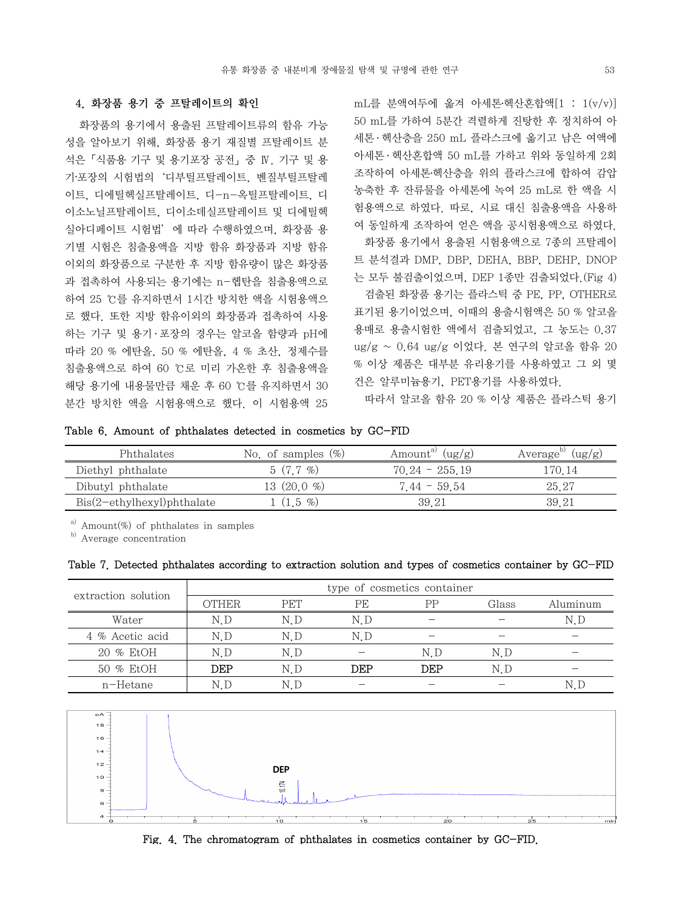## 4. 화장품 용기 중 프탈레이트의 확인

화장품의 용기에서 용출된 프탈레이트류의 함유 가능성을 알아보기 위해, 화장품 용기 재질별 프탈레이트 분석은 「식품용 기구 및 용기포장 공전」 중 Ⅳ. 기구 및 용기·포장의 시험법의 '디부틸프탈레이트, 벤질부틸프탈레이트, 디에틸헥실프탈레이트, 디-n-옥틸프탈레이트, 디이소노닐프탈레이트, 디이소데실프탈레이트 및 디에틸헥실아디페이트 시험법' 에 따라 수행하였으며, 화장품 용기별 시험은 침출용액을 지방 함유 화장품과 지방 함유 이외의 화장품으로 구분한 후 지방 함유량이 많은 화장품과 접촉하여 사용되는 용기에는 n-헵탄을 침출용액으로 하여 25 ℃를 유지하면서 1시간 방치한 액을 시험용액으로 했다. 또한 지방 함유이외의 화장품과 접촉하여 사용하는 기구 및 용기·포장의 경우는 알코올 함량과 pH에 따라 20 % 에탄올, 50 % 에탄올, 4 % 초산, 정제수를 침출용액으로 하여 60 ℃로 미리 가온한 후 침출용액을 해당 용기에 내용물만큼 채운 후 60 ℃를 유지하면서 30분간 방치한 액을 시험용액으로 했다. 이 시험용액 25 mL를 분액여두에 옮겨 아세톤·헥산혼합액[1 : 1(v/v)] 50 mL를 가하여 5분간 격렬하게 진탕한 후 정치하여 아세톤·헥산층을 250 mL 플라스크에 옮기고 남은 여액에 아세톤·헥산혼합액 50 mL를 가하고 위와 동일하게 2회 조작하여 아세톤·헥산층을 위의 플라스크에 합하여 감압 농축한 후 잔류물을 아세톤에 녹여 25 mL로 한 액을 시험용액으로 하였다. 따로, 시료 대신 침출용액을 사용하여 동일하게 조작하여 얻은 액을 공시험용액으로 하였다.

화장품 용기에서 용출된 시험용액으로 7종의 프탈레이트 분석결과 DMP, DBP, DEHA, BBP, DEHP, DNOP는 모두 불검출이었으며, DEP 1종만 검출되었다.(Fig 4)

검출된 화장품 용기는 플라스틱 중 PE, PP, OTHER로 표기된 용기이었으며, 이때의 용출시험액은 50 % 알코올 용매로 용출시험한 액에서 검출되었고, 그 농도는 0.37 ug/g ~ 0.64 ug/g 이었다. 본 연구의 알코올 함유 20 % 이상 제품은 대부분 유리용기를 사용하였고 그 외 몇 건은 알루미늄용기, PET용기를 사용하였다.

따라서 알코올 함유 20 % 이상 제품은 플라스틱 용기

Table 6. Amount of phthalates detected in cosmetics by GC-FID

| Phthalates | No. of samples (%) | Amount[a] (ug/g) | Average[b] (ug/g) |
|---|---|---|---|
| Diethyl phthalate | 5 (7.7 %) | 70.24 - 255.19 | 170.14 |
| Dibutyl phthalate | 13 (20.0 %) | 7.44 - 59.54 | 25.27 |
| Bis(2-ethylhexyl)phthalate | 1 (1.5 %) | 39.21 | 39.21 |

[a] Amount(%) of phthalates in samples
[b] Average concentration

Table 7. Detected phthalates according to extraction solution and types of cosmetics container by GC-FID

| extraction solution | type of cosmetics container | | | | | |
|---|---|---|---|---|---|---|
| | OTHER | PET | PE | PP | Glass | Aluminum |
| Water | N.D | N.D | N.D | - | - | N.D |
| 4 % Acetic acid | N.D | N.D | N.D | - | - | - |
| 20 % EtOH | N.D | N.D | - | N.D | N.D | - |
| 50 % EtOH | **DEP** | N.D | **DEP** | **DEP** | N.D | - |
| n-Hetane | N.D | N.D | - | - | - | N.D |

Fig. 4. The chromatogram of phthalates in cosmetics container by GC-FID.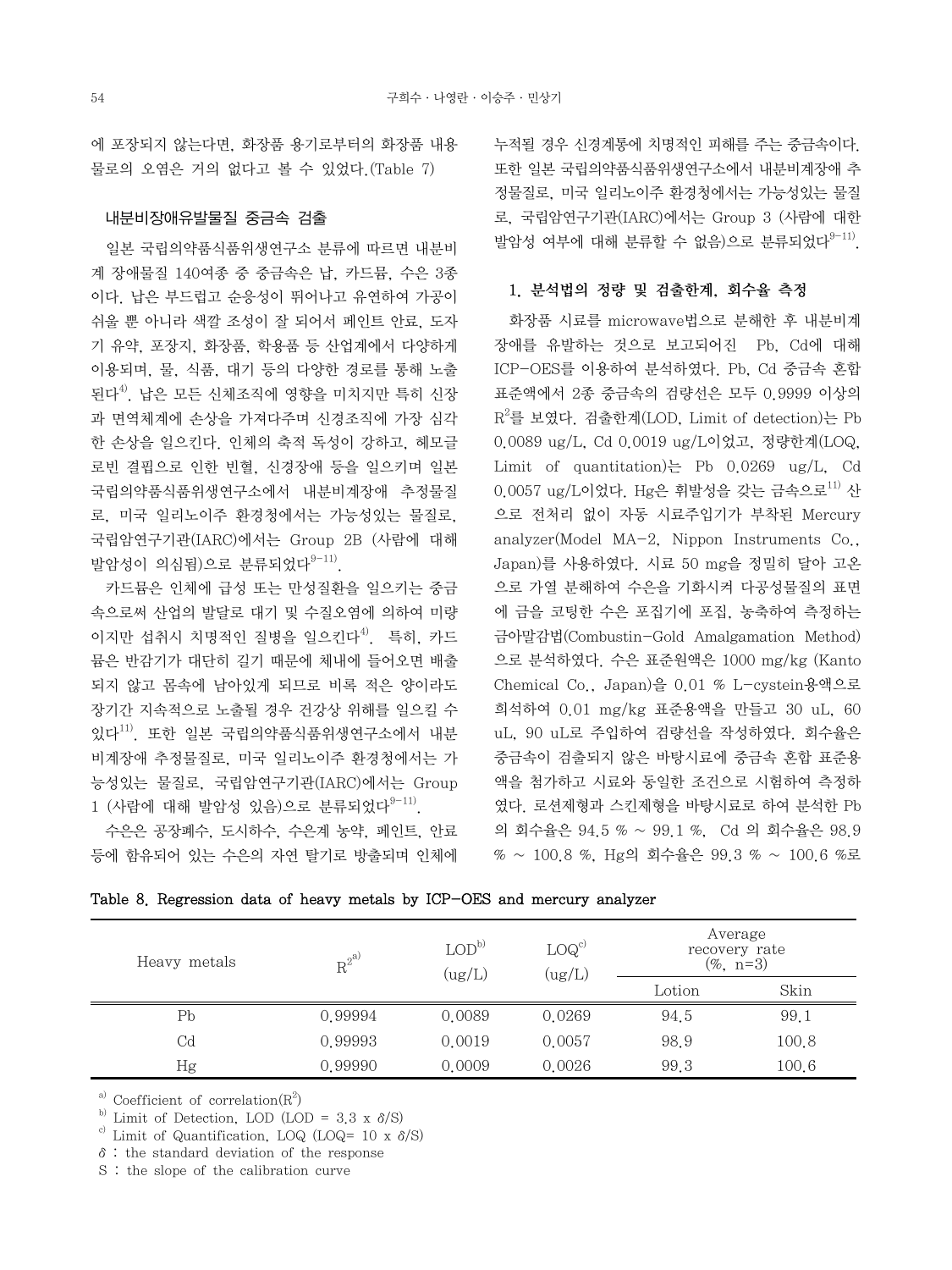에 포장되지 않는다면, 화장품 용기로부터의 화장품 내용물로의 오염은 거의 없다고 볼 수 있었다.(Table 7)

### 내분비장애유발물질 중금속 검출

일본 국립의약품식품위생연구소 분류에 따르면 내분비계 장애물질 140여종 중 중금속은 납, 카드뮴, 수은 3종이다. 납은 부드럽고 순응성이 뛰어나고 유연하여 가공이 쉬울 뿐 아니라 색깔 조성이 잘 되어서 페인트 안료, 도자기 유약, 포장지, 화장품, 학용품 등 산업계에서 다양하게 이용되며, 물, 식품, 대기 등의 다양한 경로를 통해 노출된다[4]. 납은 모든 신체조직에 영향을 미치지만 특히 신장과 면역체계에 손상을 가져다주며 신경조직에 가장 심각한 손상을 일으킨다. 인체의 축적 독성이 강하고, 헤모글로빈 결핍으로 인한 빈혈, 신경장애 등을 일으키며 일본 국립의약품식품위생연구소에서 내분비계장애 추정물질로, 미국 일리노이주 환경청에서는 가능성있는 물질로, 국립암연구기관(IARC)에서는 Group 2B (사람에 대해 발암성이 의심됨)으로 분류되었다[9-11].

카드뮴은 인체에 급성 또는 만성질환을 일으키는 중금속으로써 산업의 발달로 대기 및 수질오염에 의하여 미량이지만 섭취시 치명적인 질병을 일으킨다[4]. 특히, 카드뮴은 반감기가 대단히 길기 때문에 체내에 들어오면 배출되지 않고 몸속에 남아있게 되므로 비록 적은 양이라도 장기간 지속적으로 노출될 경우 건강상 위해를 일으킬 수 있다[11]. 또한 일본 국립의약품식품위생연구소에서 내분비계장애 추정물질로, 미국 일리노이주 환경청에서는 가능성있는 물질로, 국립암연구기관(IARC)에서는 Group 1 (사람에 대해 발암성 있음)으로 분류되었다[9-11].

수은은 공장폐수, 도시하수, 수은계 농약, 페인트, 안료 등에 함유되어 있는 수은의 자연 탈기로 방출되며 인체에 누적될 경우 신경계통에 치명적인 피해를 주는 중금속이다. 또한 일본 국립의약품식품위생연구소에서 내분비계장애 추정물질로, 미국 일리노이주 환경청에서는 가능성있는 물질로, 국립암연구기관(IARC)에서는 Group 3 (사람에 대한 발암성 여부에 대해 분류할 수 없음)으로 분류되었다[9-11].

#### 1. 분석법의 정량 및 검출한계, 회수율 측정

화장품 시료를 microwave법으로 분해한 후 내분비계 장애를 유발하는 것으로 보고되어진 Pb, Cd에 대해 ICP-OES를 이용하여 분석하였다. Pb, Cd 중금속 혼합 표준액에서 2종 중금속의 검량선은 모두 0.9999 이상의 $R^2$를 보였다. 검출한계(LOD, Limit of detection)는 Pb 0.0089 ug/L, Cd 0.0019 ug/L이었고, 정량한계(LOQ, Limit of quantitation)는 Pb 0.0269 ug/L, Cd 0.0057 ug/L이었다. Hg은 휘발성을 갖는 금속으로[11] 산으로 전처리 없이 자동 시료주입기가 부착된 Mercury analyzer(Model MA-2, Nippon Instruments Co., Japan)를 사용하였다. 시료 50 mg을 정밀히 달아 고온으로 가열 분해하여 수은을 기화시켜 다공성물질의 표면에 금을 코팅한 수은 포집기에 포집, 농축하여 측정하는 금아말감법(Combustin-Gold Amalgamation Method)으로 분석하였다. 수은 표준원액은 1000 mg/kg (Kanto Chemical Co., Japan)을 0.01 % L-cystein용액으로 희석하여 0.01 mg/kg 표준용액을 만들고 30 uL, 60 uL, 90 uL로 주입하여 검량선을 작성하였다. 회수율은 중금속이 검출되지 않은 바탕시료에 중금속 혼합 표준용액을 첨가하고 시료와 동일한 조건으로 시험하여 측정하였다. 로션제형과 스킨제형을 바탕시료로 하여 분석한 Pb의 회수율은 94.5 % ~ 99.1 %, Cd 의 회수율은 98.9 % ~ 100.8 %, Hg의 회수율은 99.3 % ~ 100.6 %로

**Table 8. Regression data of heavy metals by ICP-OES and mercury analyzer**

| Heavy metals | $R^2$ [a] | LOD[b] (ug/L) | LOQ[c] (ug/L) | Average recovery rate (%, n=3) | |
|---|---|---|---|---|---|
| | | | | Lotion | Skin |
| Pb | 0.99994 | 0.0089 | 0.0269 | 94.5 | 99.1 |
| Cd | 0.99993 | 0.0019 | 0.0057 | 98.9 | 100.8 |
| Hg | 0.99990 | 0.0009 | 0.0026 | 99.3 | 100.6 |

[a] Coefficient of correlation($R^2$)
[b] Limit of Detection, LOD (LOD = 3.3 x $\delta$/S)
[c] Limit of Quantification, LOQ (LOQ= 10 x $\delta$/S)
$\delta$ : the standard deviation of the response
S : the slope of the calibration curve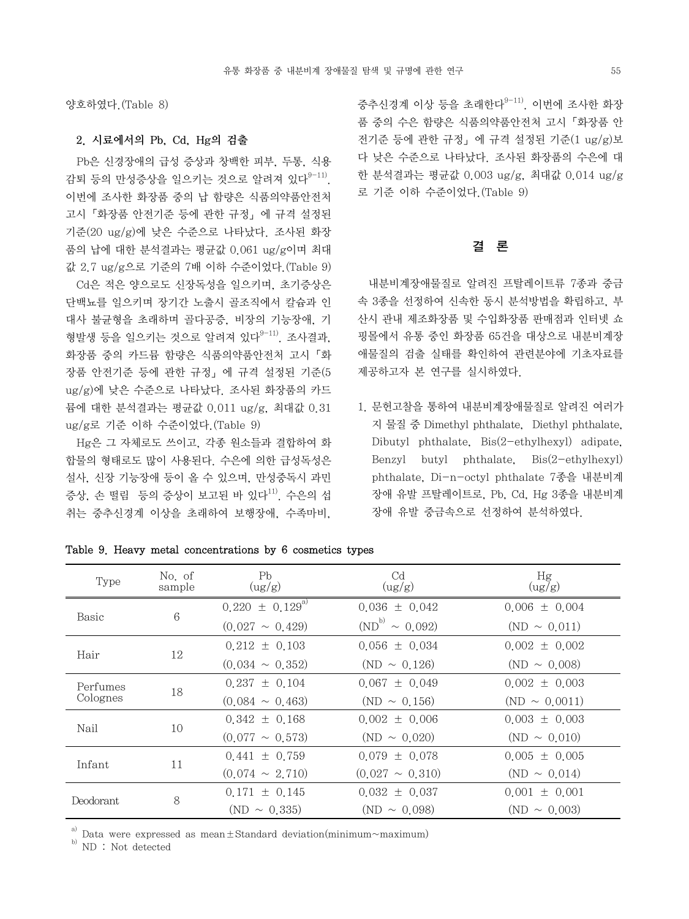양호하였다.(Table 8)

### 2. 시료에서의 Pb, Cd, Hg의 검출

Pb은 신경장애의 급성 증상과 창백한 피부, 두통, 식용감퇴 등의 만성증상을 일으키는 것으로 알려져 있다[9-11]. 이번에 조사한 화장품 중의 납 함량은 식품의약품안전처 고시「화장품 안전기준 등에 관한 규정」에 규격 설정된 기준(20 ug/g)에 낮은 수준으로 나타났다. 조사된 화장품의 납에 대한 분석결과는 평균값 0.061 ug/g이며 최대값 2.7 ug/g으로 기준의 7배 이하 수준이었다.(Table 9)

Cd은 적은 양으로도 신장독성을 일으키며, 초기증상은 단백뇨를 일으키며 장기간 노출시 골조직에서 칼슘과 인대사 불균형을 초래하며 골다공증, 비장의 기능장애, 기형발생 등을 일으키는 것으로 알려져 있다[9-11]. 조사결과, 화장품 중의 카드뮴 함량은 식품의약품안전처 고시「화장품 안전기준 등에 관한 규정」에 규격 설정된 기준(5 ug/g)에 낮은 수준으로 나타났다. 조사된 화장품의 카드뮴에 대한 분석결과는 평균값 0.011 ug/g, 최대값 0.31 ug/g로 기준 이하 수준이었다.(Table 9)

Hg은 그 자체로도 쓰이고, 각종 원소들과 결합하여 화합물의 형태로도 많이 사용된다. 수은에 의한 급성독성은 설사, 신장 기능장애 등이 올 수 있으며, 만성중독시 과민증상, 손 떨림 등의 증상이 보고된 바 있다[11]. 수은의 섭취는 중추신경계 이상을 초래하여 보행장애, 수족마비, 중추신경계 이상 등을 초래한다[9-11]. 이번에 조사한 화장품 중의 수은 함량은 식품의약품안전처 고시「화장품 안전기준 등에 관한 규정」에 규격 설정된 기준(1 ug/g)보다 낮은 수준으로 나타났다. 조사된 화장품의 수은에 대한 분석결과는 평균값 0.003 ug/g, 최대값 0.014 ug/g로 기준 이하 수준이었다.(Table 9)

Table 9. Heavy metal concentrations by 6 cosmetics types

| Type | No. of sample | Pb (ug/g) | Cd (ug/g) | Hg (ug/g) |
|---|---|---|---|---|
| Basic | 6 | 0.220 ± 0.129[a] | 0.036 ± 0.042 | 0.006 ± 0.004 |
| | | (0.027 ~ 0.429) | (ND[b] ~ 0.092) | (ND ~ 0.011) |
| Hair | 12 | 0.212 ± 0.103 | 0.056 ± 0.034 | 0.002 ± 0.002 |
| | | (0.034 ~ 0.352) | (ND ~ 0.126) | (ND ~ 0.008) |
| Perfumes Colognes | 18 | 0.237 ± 0.104 | 0.067 ± 0.049 | 0.002 ± 0.003 |
| | | (0.084 ~ 0.463) | (ND ~ 0.156) | (ND ~ 0.0011) |
| Nail | 10 | 0.342 ± 0.168 | 0.002 ± 0.006 | 0.003 ± 0.003 |
| | | (0.077 ~ 0.573) | (ND ~ 0.020) | (ND ~ 0.010) |
| Infant | 11 | 0.441 ± 0.759 | 0.079 ± 0.078 | 0.005 ± 0.005 |
| | | (0.074 ~ 2.710) | (0.027 ~ 0.310) | (ND ~ 0.014) |
| Deodorant | 8 | 0.171 ± 0.145 | 0.032 ± 0.037 | 0.001 ± 0.001 |
| | | (ND ~ 0.335) | (ND ~ 0.098) | (ND ~ 0.003) |

[a] Data were expressed as mean±Standard deviation(minimum~maximum)
[b] ND : Not detected

## 결 론

내분비계장애물질로 알려진 프탈레이트류 7종과 중금속 3종을 선정하여 신속한 동시 분석방법을 확립하고, 부산시 관내 제조화장품 및 수입화장품 판매점과 인터넷 쇼핑몰에서 유통 중인 화장품 65건을 대상으로 내분비계장애물질의 검출 실태를 확인하여 관련분야에 기초자료를 제공하고자 본 연구를 실시하였다.

1. 문헌고찰을 통하여 내분비계장애물질로 알려진 여러가지 물질 중 Dimethyl phthalate, Diethyl phthalate, Dibutyl phthalate, Bis(2-ethylhexyl) adipate, Benzyl butyl phthalate, Bis(2-ethylhexyl) phthalate, Di-n-octyl phthalate 7종을 내분비계장애 유발 프탈레이트로, Pb, Cd, Hg 3종을 내분비계장애 유발 중금속으로 선정하여 분석하였다.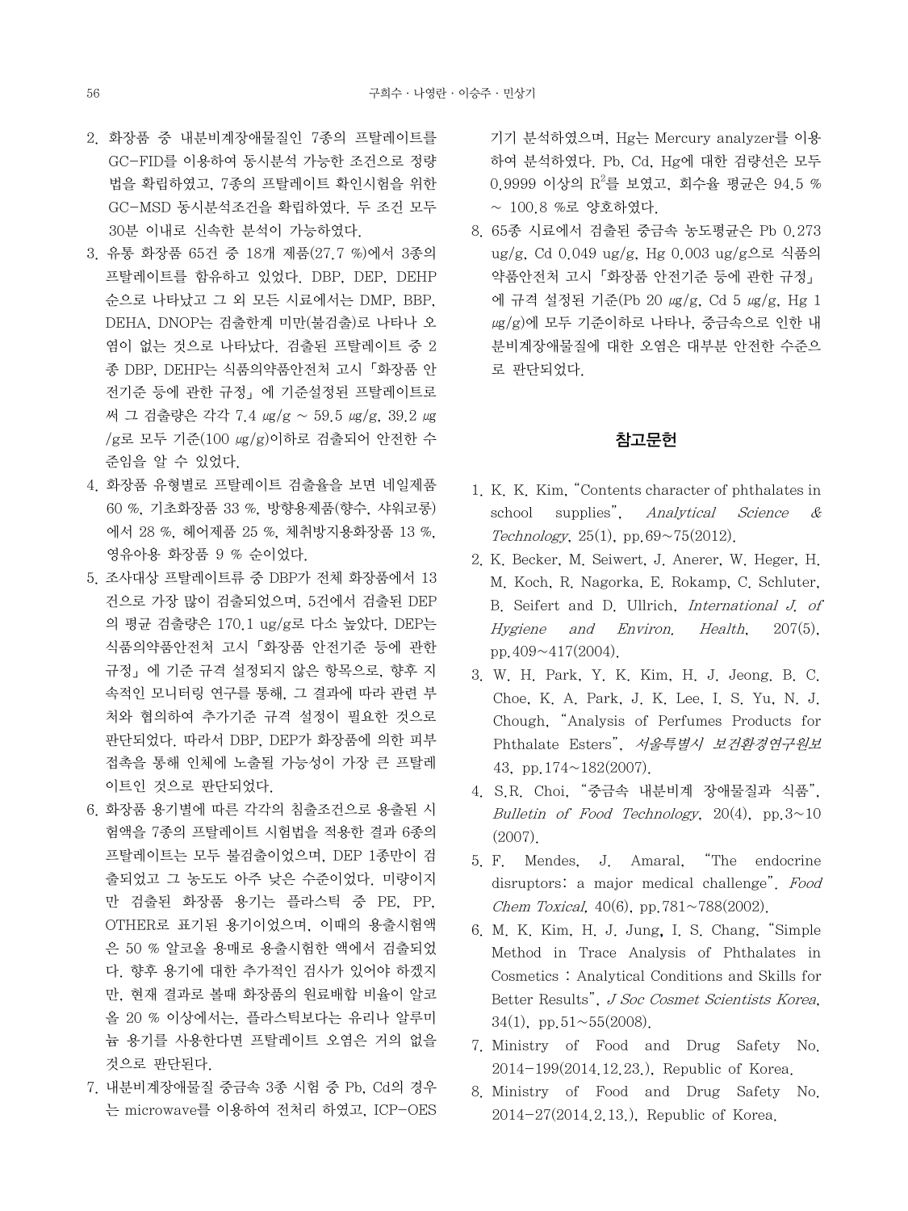2. 화장품 중 내분비계장애물질인 7종의 프탈레이트를 GC-FID를 이용하여 동시분석 가능한 조건으로 정량법을 확립하였고, 7종의 프탈레이트 확인시험을 위한 GC-MSD 동시분석조건을 확립하였다. 두 조건 모두 30분 이내로 신속한 분석이 가능하였다.
3. 유통 화장품 65건 중 18개 제품(27.7 %)에서 3종의 프탈레이트를 함유하고 있었다. DBP, DEP, DEHP 순으로 나타났고 그 외 모든 시료에서는 DMP, BBP, DEHA, DNOP는 검출한계 미만(불검출)로 나타나 오염이 없는 것으로 나타났다. 검출된 프탈레이트 중 2종 DBP, DEHP는 식품의약품안전처 고시「화장품 안전기준 등에 관한 규정」에 기준설정된 프탈레이트로써 그 검출량은 각각 7.4 ㎍/g ~ 59.5 ㎍/g, 39.2 ㎍/g로 모두 기준(100 ㎍/g)이하로 검출되어 안전한 수준임을 알 수 있었다.
4. 화장품 유형별로 프탈레이트 검출율을 보면 네일제품 60 %, 기초화장품 33 %, 방향용제품(향수, 샤워코롱)에서 28 %, 헤어제품 25 %, 체취방지용화장품 13 %, 영유아용 화장품 9 % 순이었다.
5. 조사대상 프탈레이트류 중 DBP가 전체 화장품에서 13건으로 가장 많이 검출되었으며, 5건에서 검출된 DEP의 평균 검출량은 170.1 ug/g로 다소 높았다. DEP는 식품의약품안전처 고시「화장품 안전기준 등에 관한 규정」에 기준 규격 설정되지 않은 항목으로, 향후 지속적인 모니터링 연구를 통해, 그 결과에 따라 관련 부처와 협의하여 추가기준 규격 설정이 필요한 것으로 판단되었다. 따라서 DBP, DEP가 화장품에 의한 피부 접촉을 통해 인체에 노출될 가능성이 가장 큰 프탈레이트인 것으로 판단되었다.
6. 화장품 용기별에 따른 각각의 침출조건으로 용출된 시험액을 7종의 프탈레이트 시험법을 적용한 결과 6종의 프탈레이트는 모두 불검출이었으며, DEP 1종만이 검출되었고 그 농도도 아주 낮은 수준이었다. 미량이지만 검출된 화장품 용기는 플라스틱 중 PE, PP, OTHER로 표기된 용기이었으며, 이때의 용출시험액은 50 % 알코올 용매로 용출시험한 액에서 검출되었다. 향후 용기에 대한 추가적인 검사가 있어야 하겠지만, 현재 결과로 볼때 화장품의 원료배합 비율이 알코올 20 % 이상에서는, 플라스틱보다는 유리나 알루미늄 용기를 사용한다면 프탈레이트 오염은 거의 없을 것으로 판단된다.
7. 내분비계장애물질 중금속 3종 시험 중 Pb, Cd의 경우는 microwave를 이용하여 전처리 하였고, ICP-OES 기기 분석하였으며, Hg는 Mercury analyzer를 이용하여 분석하였다. Pb, Cd, Hg에 대한 검량선은 모두 0.9999 이상의 $R^2$를 보였고, 회수율 평균은 94.5 % ~ 100.8 %로 양호하였다.
8. 65종 시료에서 검출된 중금속 농도평균은 Pb 0.273 ug/g, Cd 0.049 ug/g, Hg 0.003 ug/g으로 식품의약품안전처 고시「화장품 안전기준 등에 관한 규정」에 규격 설정된 기준(Pb 20 ㎍/g, Cd 5 ㎍/g, Hg 1 ㎍/g)에 모두 기준이하로 나타나, 중금속으로 인한 내분비계장애물질에 대한 오염은 대부분 안전한 수준으로 판단되었다.

## 참고문헌

1. K. K. Kim, "Contents character of phthalates in school supplies", *Analytical Science & Technology*, 25(1), pp.69~75(2012).
2. K. Becker, M. Seiwert, J. Anerer, W. Heger, H. M. Koch, R. Nagorka, E. Rokamp, C. Schluter, B. Seifert and D. Ullrich, *International J. of Hygiene and Environ. Health*, 207(5), pp.409~417(2004).
3. W. H. Park, Y. K. Kim, H. J. Jeong. B. C. Choe, K. A. Park, J. K. Lee, I. S. Yu, N. J. Chough, "Analysis of Perfumes Products for Phthalate Esters", *서울특별시 보건환경연구원보* 43, pp.174~182(2007).
4. S.R. Choi, "중금속 내분비계 장애물질과 식품", *Bulletin of Food Technology*, 20(4), pp.3~10 (2007).
5. F. Mendes, J. Amaral, "The endocrine disruptors: a major medical challenge". *Food Chem Toxical*, 40(6), pp.781~788(2002).
6. M. K. Kim, H. J. Jung, I. S. Chang, "Simple Method in Trace Analysis of Phthalates in Cosmetics : Analytical Conditions and Skills for Better Results", *J Soc Cosmet Scientists Korea*, 34(1), pp.51~55(2008).
7. Ministry of Food and Drug Safety No. 2014-199(2014.12.23.), Republic of Korea.
8. Ministry of Food and Drug Safety No. 2014-27(2014.2.13.), Republic of Korea.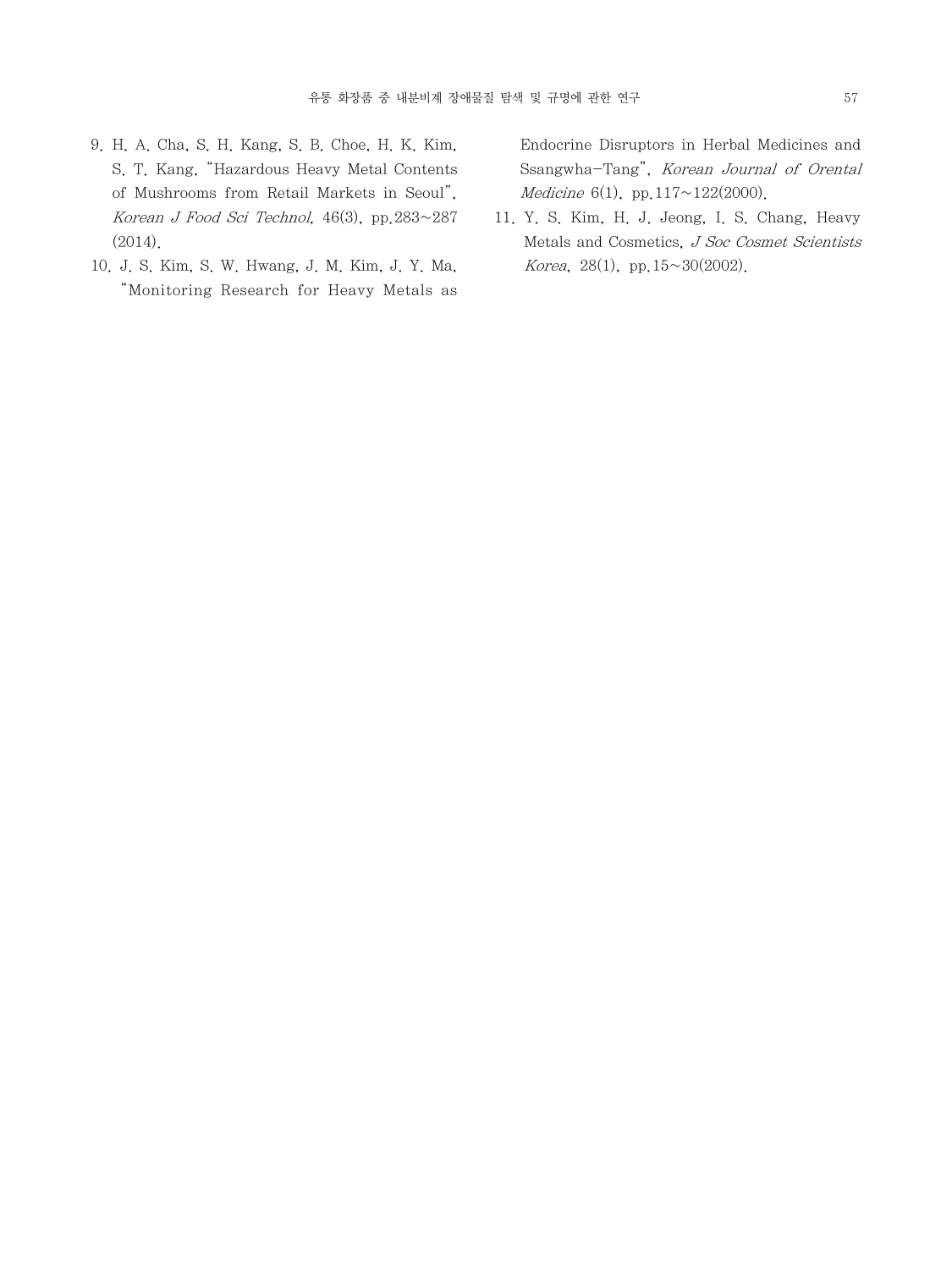9. H. A. Cha, S. H. Kang, S. B. Choe, H. K. Kim, S. T. Kang, "Hazardous Heavy Metal Contents of Mushrooms from Retail Markets in Seoul", *Korean J Food Sci Technol*, 46(3), pp.283~287 (2014).

10. J. S. Kim, S. W. Hwang, J. M. Kim, J. Y. Ma, "Monitoring Research for Heavy Metals as Endocrine Disruptors in Herbal Medicines and Ssangwha-Tang", *Korean Journal of Orental Medicine* 6(1), pp.117~122(2000).

11. Y. S. Kim, H. J. Jeong, I. S. Chang, Heavy Metals and Cosmetics, *J Soc Cosmet Scientists Korea*, 28(1), pp.15~30(2002).